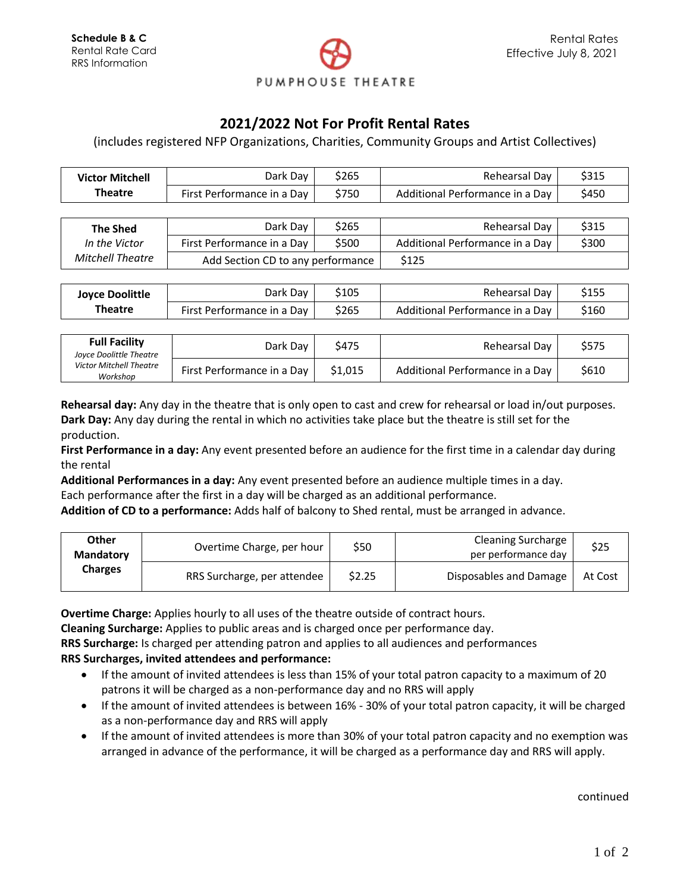**Schedule B & C**
Rental Rate Card
RRS Information

PUMPHOUSE THEATRE

Rental Rates
Effective July 8, 2021

## 2021/2022 Not For Profit Rental Rates

(includes registered NFP Organizations, Charities, Community Groups and Artist Collectives)

| **Victor Mitchell Theatre** | Dark Day | $265 | Rehearsal Day | $315 |
|---|---|---|---|---|
| | First Performance in a Day | $750 | Additional Performance in a Day | $450 |

| **The Shed** *In the Victor Mitchell Theatre* | Dark Day | $265 | Rehearsal Day | $315 |
|---|---|---|---|---|
| | First Performance in a Day | $500 | Additional Performance in a Day | $300 |
| | Add Section CD to any performance | | $125 | |

| **Joyce Doolittle Theatre** | Dark Day | $105 | Rehearsal Day | $155 |
|---|---|---|---|---|
| | First Performance in a Day | $265 | Additional Performance in a Day | $160 |

| **Full Facility** *Joyce Doolittle Theatre, Victor Mitchell Theatre, Workshop* | Dark Day | $475 | Rehearsal Day | $575 |
|---|---|---|---|---|
| | First Performance in a Day | $1,015 | Additional Performance in a Day | $610 |

**Rehearsal day:** Any day in the theatre that is only open to cast and crew for rehearsal or load in/out purposes.
**Dark Day:** Any day during the rental in which no activities take place but the theatre is still set for the production.
**First Performance in a day:** Any event presented before an audience for the first time in a calendar day during the rental
**Additional Performances in a day:** Any event presented before an audience multiple times in a day. Each performance after the first in a day will be charged as an additional performance.
**Addition of CD to a performance:** Adds half of balcony to Shed rental, must be arranged in advance.

| **Other Mandatory Charges** | Overtime Charge, per hour | $50 | Cleaning Surcharge per performance day | $25 |
|---|---|---|---|---|
| | RRS Surcharge, per attendee | $2.25 | Disposables and Damage | At Cost |

**Overtime Charge:** Applies hourly to all uses of the theatre outside of contract hours.
**Cleaning Surcharge:** Applies to public areas and is charged once per performance day.
**RRS Surcharge:** Is charged per attending patron and applies to all audiences and performances
**RRS Surcharges, invited attendees and performance:**

- If the amount of invited attendees is less than 15% of your total patron capacity to a maximum of 20 patrons it will be charged as a non-performance day and no RRS will apply
- If the amount of invited attendees is between 16% - 30% of your total patron capacity, it will be charged as a non-performance day and RRS will apply
- If the amount of invited attendees is more than 30% of your total patron capacity and no exemption was arranged in advance of the performance, it will be charged as a performance day and RRS will apply.

continued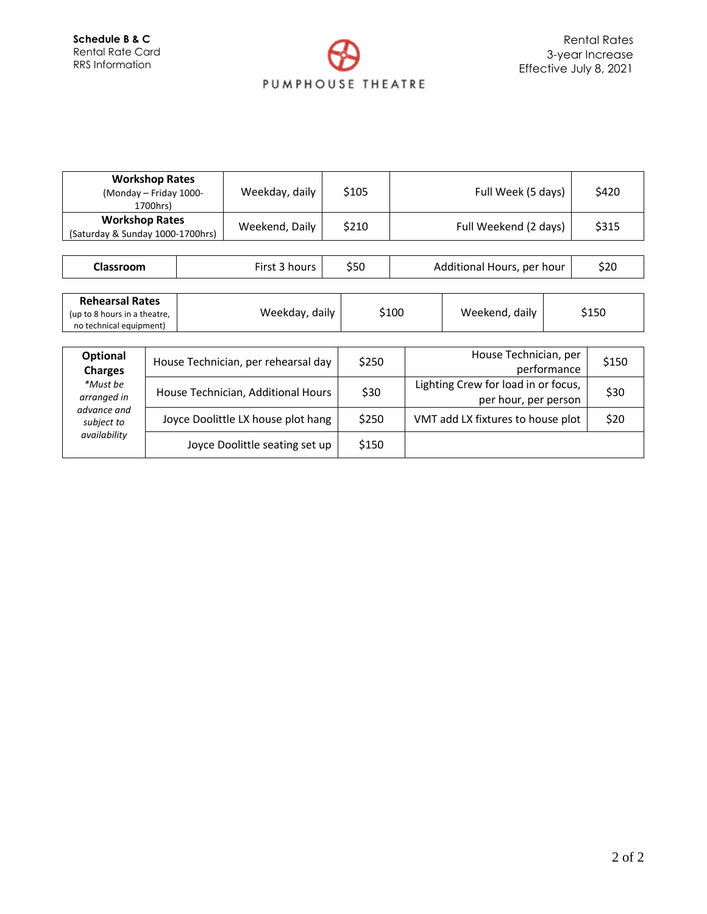**Schedule B & C**
Rental Rate Card
RRS Information

PUMPHOUSE THEATRE

Rental Rates
3-year Increase
Effective July 8, 2021

| | | | | |
|---|---|---|---|---|
| **Workshop Rates** (Monday – Friday 1000-1700hrs) | Weekday, daily | $105 | Full Week (5 days) | $420 |
| **Workshop Rates** (Saturday & Sunday 1000-1700hrs) | Weekend, Daily | $210 | Full Weekend (2 days) | $315 |

| | | | | |
|---|---|---|---|---|
| **Classroom** | First 3 hours | $50 | Additional Hours, per hour | $20 |

| | | | | |
|---|---|---|---|---|
| **Rehearsal Rates** (up to 8 hours in a theatre, no technical equipment) | Weekday, daily | $100 | Weekend, daily | $150 |

| | | | | |
|---|---|---|---|---|
| **Optional Charges** *\*Must be arranged in advance and subject to availability* | House Technician, per rehearsal day | $250 | House Technician, per performance | $150 |
| | House Technician, Additional Hours | $30 | Lighting Crew for load in or focus, per hour, per person | $30 |
| | Joyce Doolittle LX house plot hang | $250 | VMT add LX fixtures to house plot | $20 |
| | Joyce Doolittle seating set up | $150 | | |